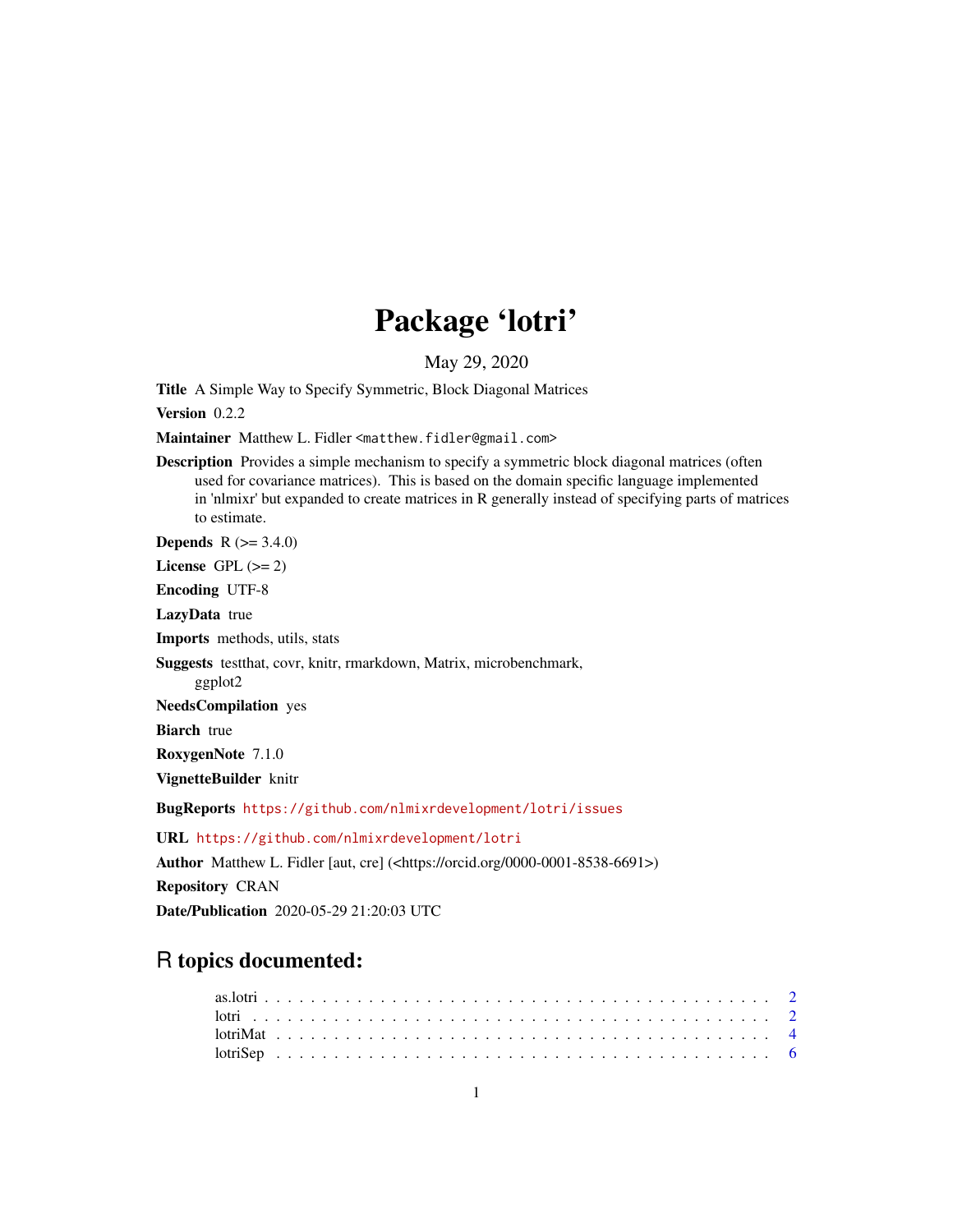# Package 'lotri'

May 29, 2020

**Title** A Simple Way to Specify Symmetric, Block Diagonal Matrices

**Version** 0.2.2

**Maintainer** Matthew L. Fidler <matthew.fidler@gmail.com>

**Description** Provides a simple mechanism to specify a symmetric block diagonal matrices (often used for covariance matrices). This is based on the domain specific language implemented in 'nlmixr' but expanded to create matrices in R generally instead of specifying parts of matrices to estimate.

**Depends** R (>= 3.4.0)

**License** GPL (>= 2)

**Encoding** UTF-8

**LazyData** true

**Imports** methods, utils, stats

**Suggests** testthat, covr, knitr, rmarkdown, Matrix, microbenchmark, ggplot2

**NeedsCompilation** yes

**Biarch** true

**RoxygenNote** 7.1.0

**VignetteBuilder** knitr

**BugReports** https://github.com/nlmixrdevelopment/lotri/issues

**URL** https://github.com/nlmixrdevelopment/lotri

**Author** Matthew L. Fidler [aut, cre] (<https://orcid.org/0000-0001-8538-6691>)

**Repository** CRAN

**Date/Publication** 2020-05-29 21:20:03 UTC

## R topics documented:

- as.lotri . . . . . . . . . . . . . . . . . . . . . . . . . . . . . . . . . . . . . . . . . . . 2
- lotri . . . . . . . . . . . . . . . . . . . . . . . . . . . . . . . . . . . . . . . . . . . . . 2
- lotriMat . . . . . . . . . . . . . . . . . . . . . . . . . . . . . . . . . . . . . . . . . . . 4
- lotriSep . . . . . . . . . . . . . . . . . . . . . . . . . . . . . . . . . . . . . . . . . . . 6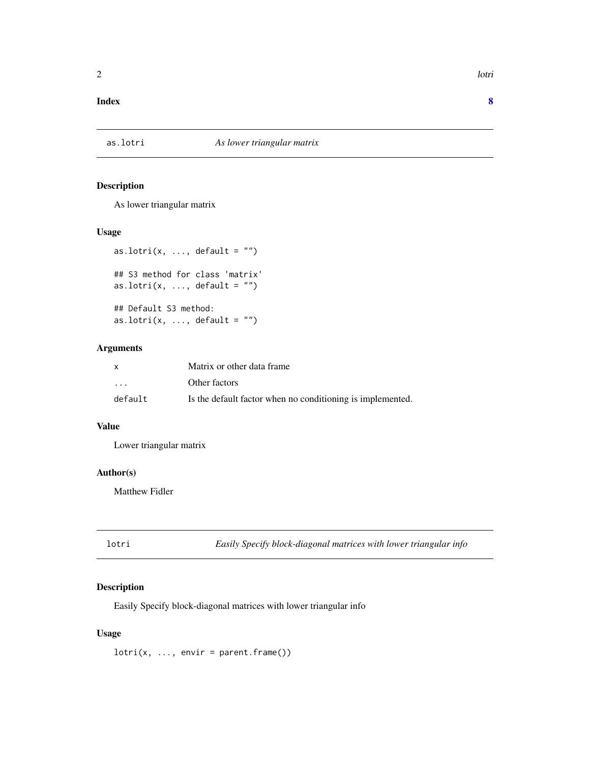**Index** **8**

---

## as.lotri — *As lower triangular matrix*

### Description

As lower triangular matrix

### Usage

```
as.lotri(x, ..., default = "")

## S3 method for class 'matrix'
as.lotri(x, ..., default = "")

## Default S3 method:
as.lotri(x, ..., default = "")
```

### Arguments

| | |
|---|---|
| `x` | Matrix or other data frame |
| `...` | Other factors |
| `default` | Is the default factor when no conditioning is implemented. |

### Value

Lower triangular matrix

### Author(s)

Matthew Fidler

---

## lotri — *Easily Specify block-diagonal matrices with lower triangular info*

### Description

Easily Specify block-diagonal matrices with lower triangular info

### Usage

```
lotri(x, ..., envir = parent.frame())
```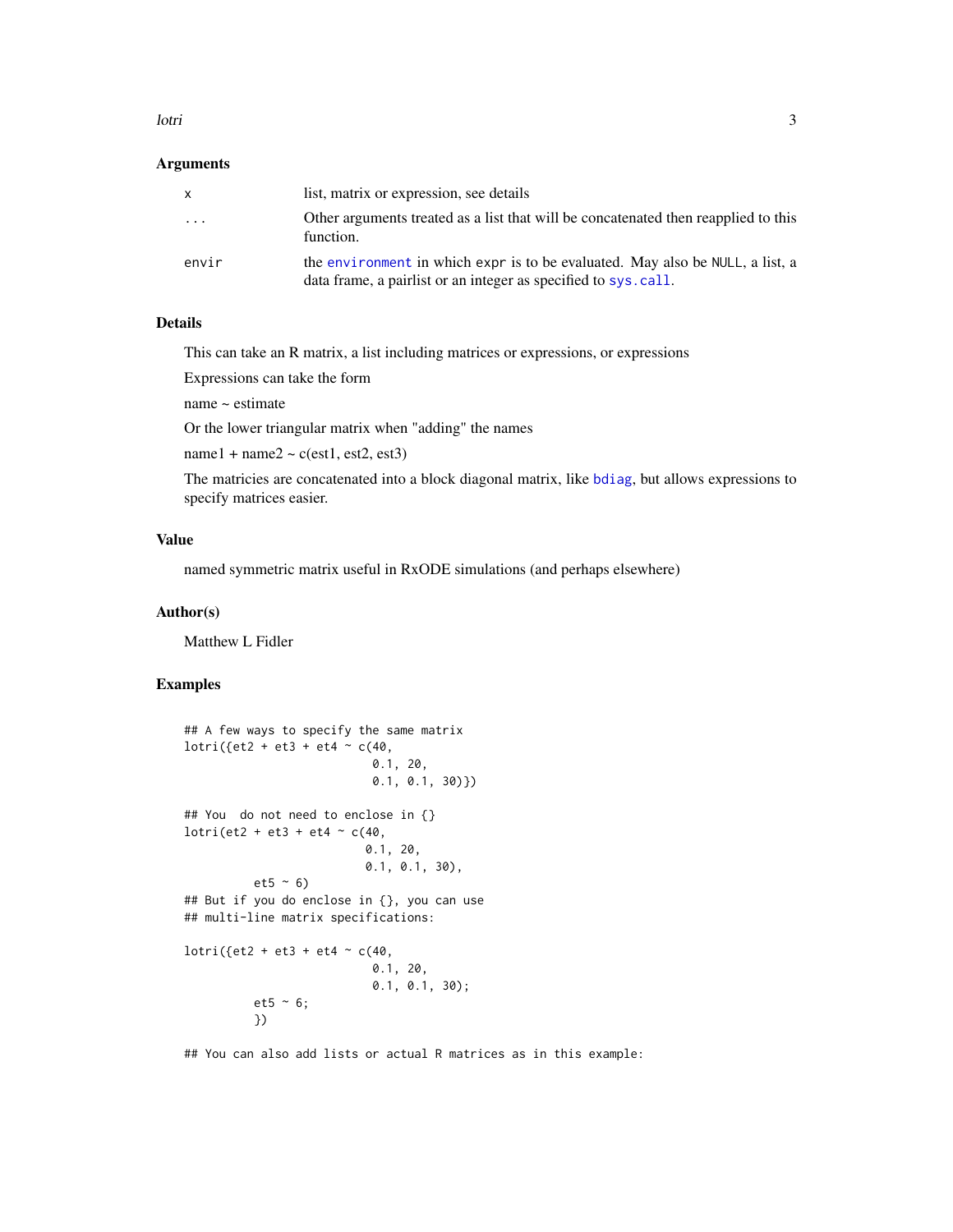### Arguments

| | |
|---|---|
| x | list, matrix or expression, see details |
| ... | Other arguments treated as a list that will be concatenated then reapplied to this function. |
| envir | the environment in which expr is to be evaluated. May also be NULL, a list, a data frame, a pairlist or an integer as specified to sys.call. |

### Details

This can take an R matrix, a list including matrices or expressions, or expressions

Expressions can take the form

name ~ estimate

Or the lower triangular matrix when "adding" the names

name1 + name2 ~ c(est1, est2, est3)

The matricies are concatenated into a block diagonal matrix, like bdiag, but allows expressions to specify matrices easier.

### Value

named symmetric matrix useful in RxODE simulations (and perhaps elsewhere)

### Author(s)

Matthew L Fidler

### Examples

```
## A few ways to specify the same matrix
lotri({et2 + et3 + et4 ~ c(40,
                           0.1, 20,
                           0.1, 0.1, 30)})

## You  do not need to enclose in {}
lotri(et2 + et3 + et4 ~ c(40,
                          0.1, 20,
                          0.1, 0.1, 30),
          et5 ~ 6)
## But if you do enclose in {}, you can use
## multi-line matrix specifications:

lotri({et2 + et3 + et4 ~ c(40,
                           0.1, 20,
                           0.1, 0.1, 30);
          et5 ~ 6;
          })

## You can also add lists or actual R matrices as in this example:
```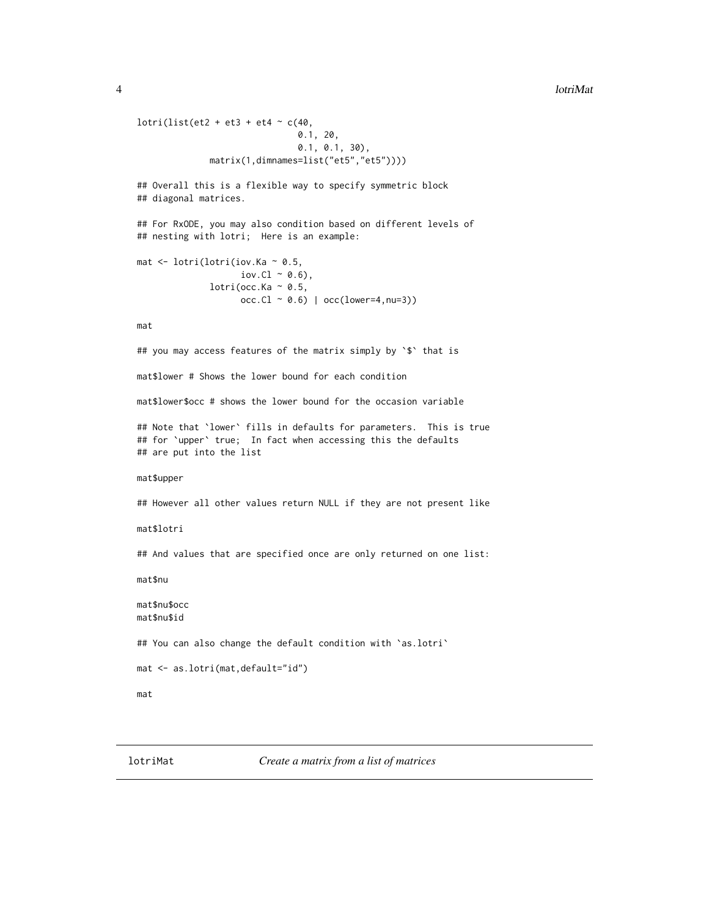```
lotri(list(et2 + et3 + et4 ~ c(40,
                               0.1, 20,
                               0.1, 0.1, 30),
           matrix(1,dimnames=list("et5","et5"))))

## Overall this is a flexible way to specify symmetric block
## diagonal matrices.

## For RxODE, you may also condition based on different levels of
## nesting with lotri;  Here is an example:

mat <- lotri(lotri(iov.Ka ~ 0.5,
                   iov.Cl ~ 0.6),
           lotri(occ.Ka ~ 0.5,
                 occ.Cl ~ 0.6) | occ(lower=4,nu=3))

mat

## you may access features of the matrix simply by `$` that is

mat$lower # Shows the lower bound for each condition

mat$lower$occ # shows the lower bound for the occasion variable

## Note that `lower` fills in defaults for parameters.  This is true
## for `upper` true;  In fact when accessing this the defaults
## are put into the list

mat$upper

## However all other values return NULL if they are not present like

mat$lotri

## And values that are specified once are only returned on one list:

mat$nu

mat$nu$occ
mat$nu$id

## You can also change the default condition with `as.lotri`

mat <- as.lotri(mat,default="id")

mat
```

## lotriMat — *Create a matrix from a list of matrices*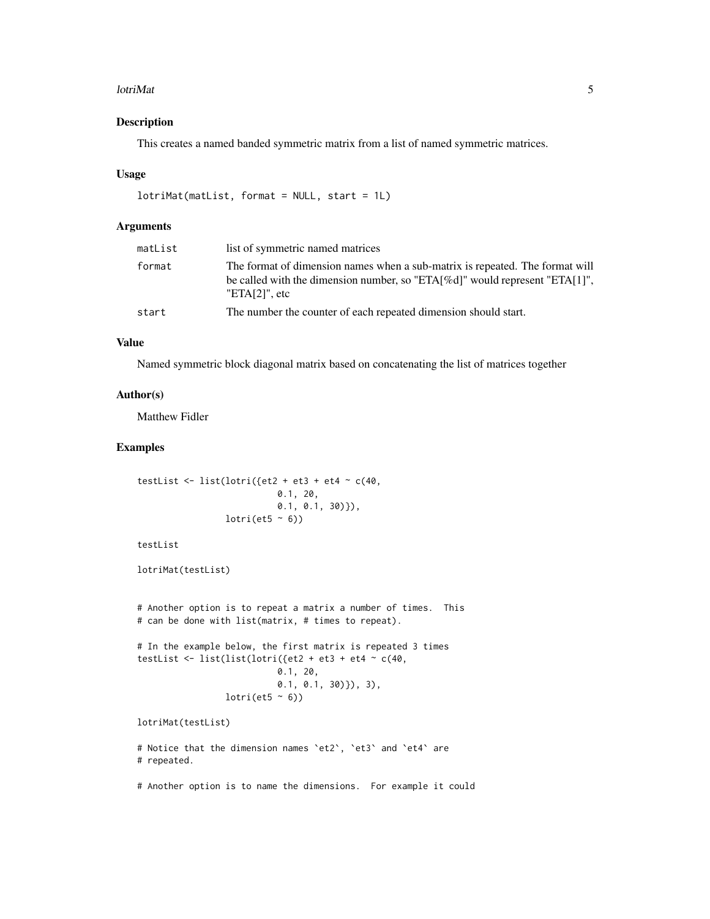## Description

This creates a named banded symmetric matrix from a list of named symmetric matrices.

## Usage

```
lotriMat(matList, format = NULL, start = 1L)
```

## Arguments

| | |
|---|---|
| matList | list of symmetric named matrices |
| format | The format of dimension names when a sub-matrix is repeated. The format will be called with the dimension number, so "ETA[%d]" would represent "ETA[1]", "ETA[2]", etc |
| start | The number the counter of each repeated dimension should start. |

## Value

Named symmetric block diagonal matrix based on concatenating the list of matrices together

## Author(s)

Matthew Fidler

## Examples

```
testList <- list(lotri({et2 + et3 + et4 ~ c(40,
                           0.1, 20,
                           0.1, 0.1, 30)}),
                 lotri(et5 ~ 6))

testList

lotriMat(testList)


# Another option is to repeat a matrix a number of times.  This
# can be done with list(matrix, # times to repeat).

# In the example below, the first matrix is repeated 3 times
testList <- list(list(lotri({et2 + et3 + et4 ~ c(40,
                           0.1, 20,
                           0.1, 0.1, 30)}), 3),
                 lotri(et5 ~ 6))

lotriMat(testList)

# Notice that the dimension names `et2`, `et3` and `et4` are
# repeated.

# Another option is to name the dimensions.  For example it could
```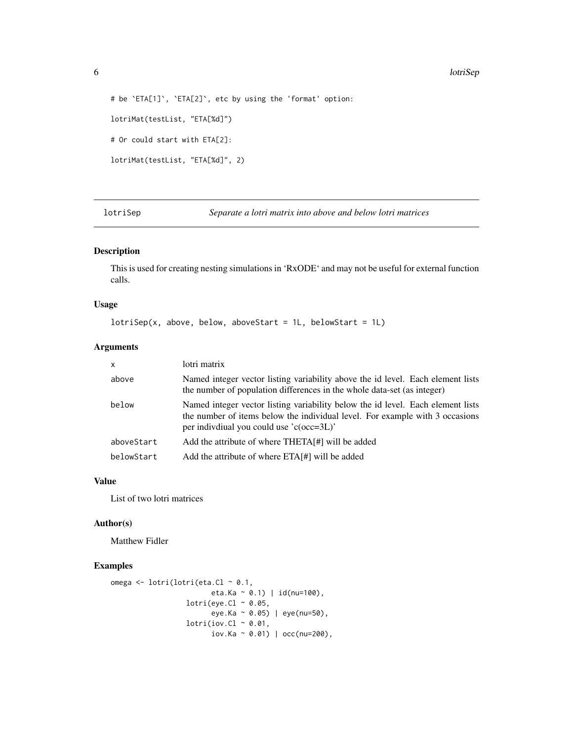```
# be `ETA[1]`, `ETA[2]`, etc by using the 'format' option:

lotriMat(testList, "ETA[%d]")

# Or could start with ETA[2]:

lotriMat(testList, "ETA[%d]", 2)
```

## lotriSep — *Separate a lotri matrix into above and below lotri matrices*

### Description

This is used for creating nesting simulations in 'RxODE' and may not be useful for external function calls.

### Usage

```
lotriSep(x, above, below, aboveStart = 1L, belowStart = 1L)
```

### Arguments

| | |
|---|---|
| x | lotri matrix |
| above | Named integer vector listing variability above the id level. Each element lists the number of population differences in the whole data-set (as integer) |
| below | Named integer vector listing variability below the id level. Each element lists the number of items below the individual level. For example with 3 occasions per indivdiual you could use 'c(occ=3L)' |
| aboveStart | Add the attribute of where THETA[#] will be added |
| belowStart | Add the attribute of where ETA[#] will be added |

### Value

List of two lotri matrices

### Author(s)

Matthew Fidler

### Examples

```
omega <- lotri(lotri(eta.Cl ~ 0.1,
                     eta.Ka ~ 0.1) | id(nu=100),
               lotri(eye.Cl ~ 0.05,
                     eye.Ka ~ 0.05) | eye(nu=50),
               lotri(iov.Cl ~ 0.01,
                     iov.Ka ~ 0.01) | occ(nu=200),
```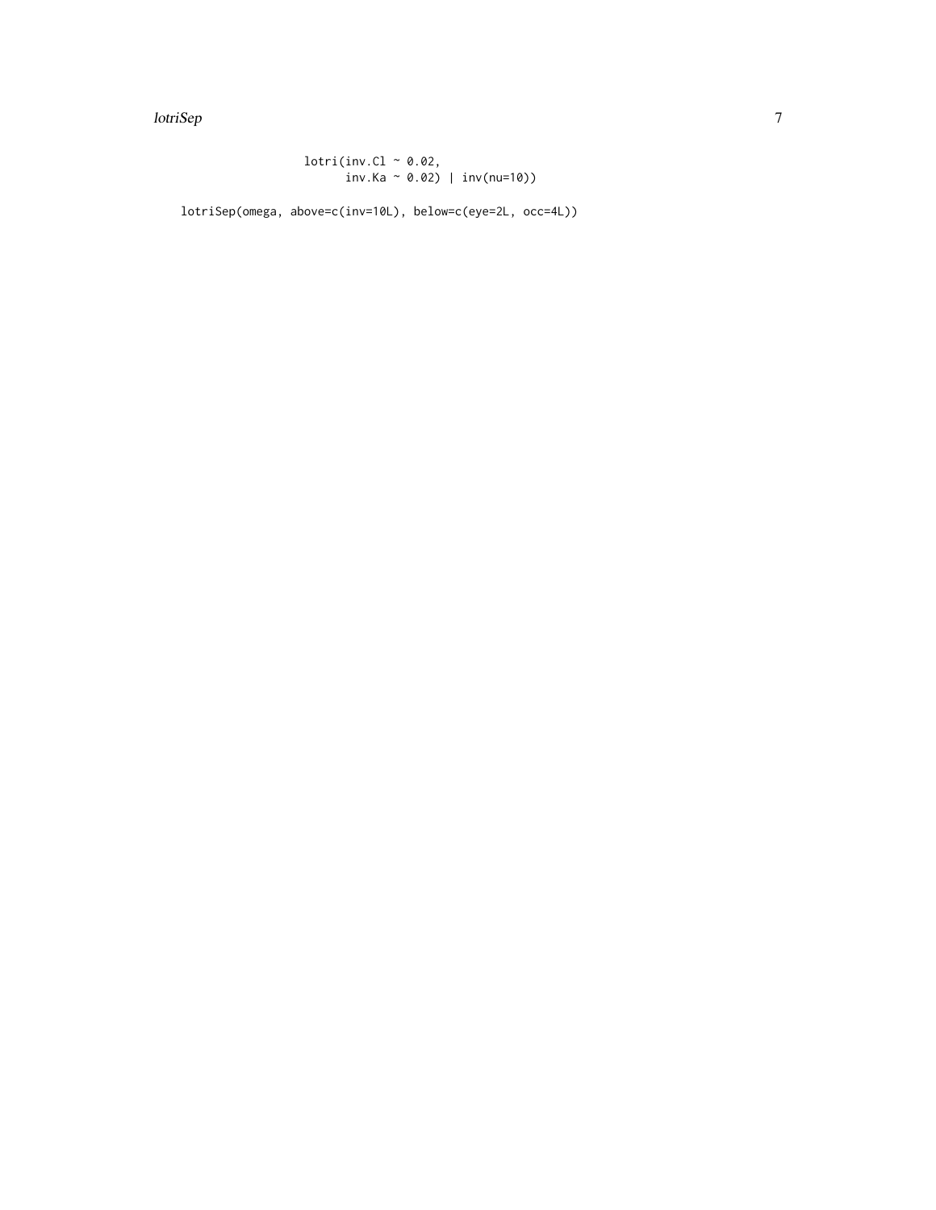```
                  lotri(inv.Cl ~ 0.02,
                        inv.Ka ~ 0.02) | inv(nu=10))

lotriSep(omega, above=c(inv=10L), below=c(eye=2L, occ=4L))
```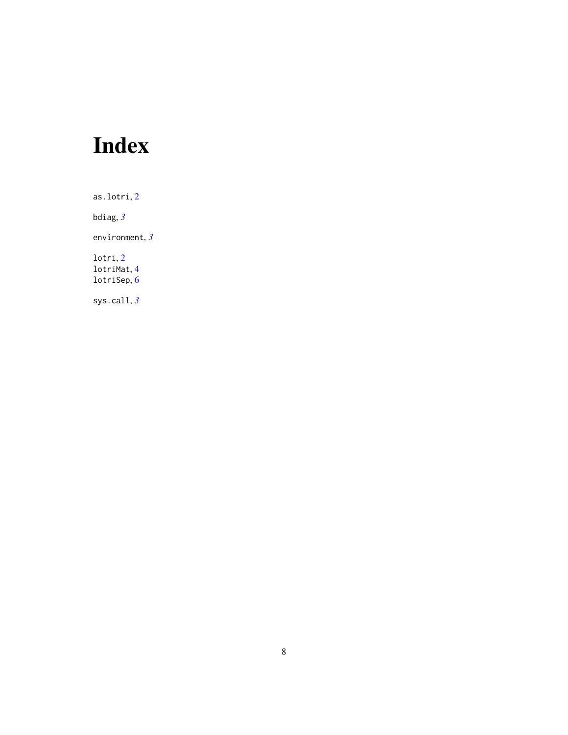# Index

as.lotri, 2

bdiag, *3*

environment, *3*

lotri, 2
lotriMat, 4
lotriSep, 6

sys.call, *3*